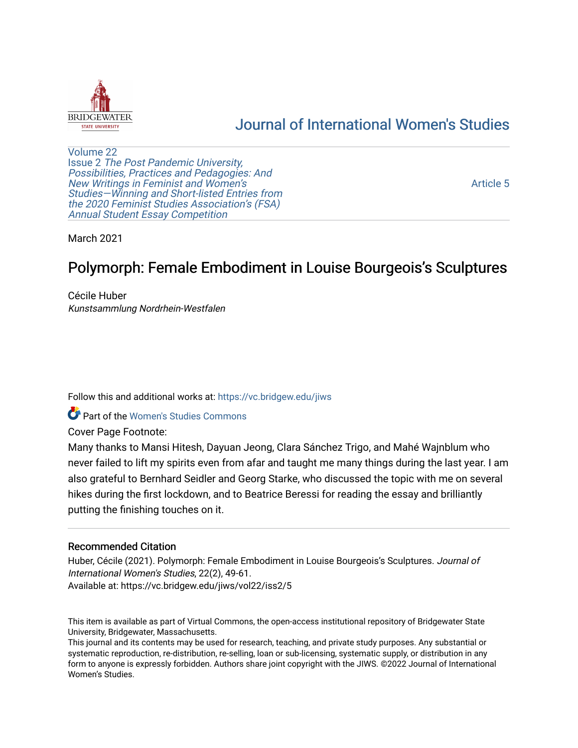Journal of International Women's Studies

Volume 22
Issue 2 *The Post Pandemic University, Possibilities, Practices and Pedagogies: And New Writings in Feminist and Women's Studies—Winning and Short-listed Entries from the 2020 Feminist Studies Association's (FSA) Annual Student Essay Competition*

Article 5

March 2021

# Polymorph: Female Embodiment in Louise Bourgeois's Sculptures

Cécile Huber
*Kunstsammlung Nordrhein-Westfalen*

Follow this and additional works at: https://vc.bridgew.edu/jiws

Part of the Women's Studies Commons

Cover Page Footnote:

Many thanks to Mansi Hitesh, Dayuan Jeong, Clara Sánchez Trigo, and Mahé Wajnblum who never failed to lift my spirits even from afar and taught me many things during the last year. I am also grateful to Bernhard Seidler and Georg Starke, who discussed the topic with me on several hikes during the first lockdown, and to Beatrice Beressi for reading the essay and brilliantly putting the finishing touches on it.

## Recommended Citation

Huber, Cécile (2021). Polymorph: Female Embodiment in Louise Bourgeois's Sculptures. *Journal of International Women's Studies*, 22(2), 49-61.
Available at: https://vc.bridgew.edu/jiws/vol22/iss2/5

This item is available as part of Virtual Commons, the open-access institutional repository of Bridgewater State University, Bridgewater, Massachusetts.
This journal and its contents may be used for research, teaching, and private study purposes. Any substantial or systematic reproduction, re-distribution, re-selling, loan or sub-licensing, systematic supply, or distribution in any form to anyone is expressly forbidden. Authors share joint copyright with the JIWS. ©2022 Journal of International Women's Studies.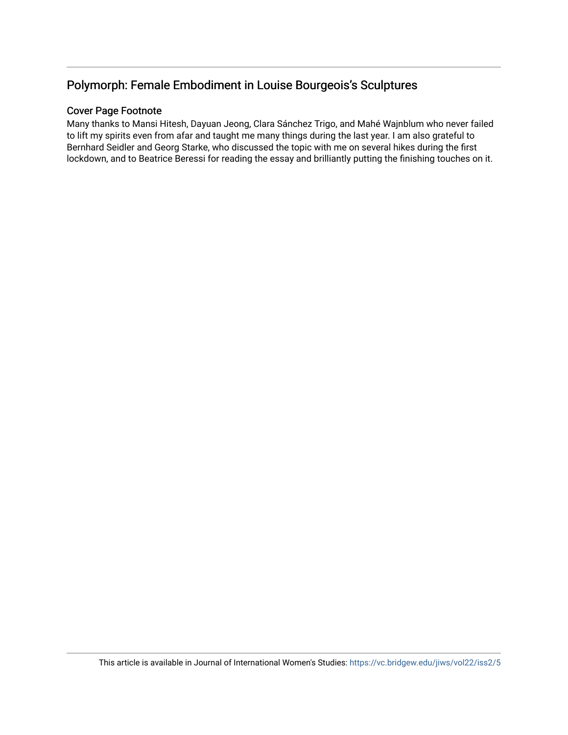## Polymorph: Female Embodiment in Louise Bourgeois's Sculptures

### Cover Page Footnote

Many thanks to Mansi Hitesh, Dayuan Jeong, Clara Sánchez Trigo, and Mahé Wajnblum who never failed to lift my spirits even from afar and taught me many things during the last year. I am also grateful to Bernhard Seidler and Georg Starke, who discussed the topic with me on several hikes during the first lockdown, and to Beatrice Beressi for reading the essay and brilliantly putting the finishing touches on it.

This article is available in Journal of International Women's Studies: https://vc.bridgew.edu/jiws/vol22/iss2/5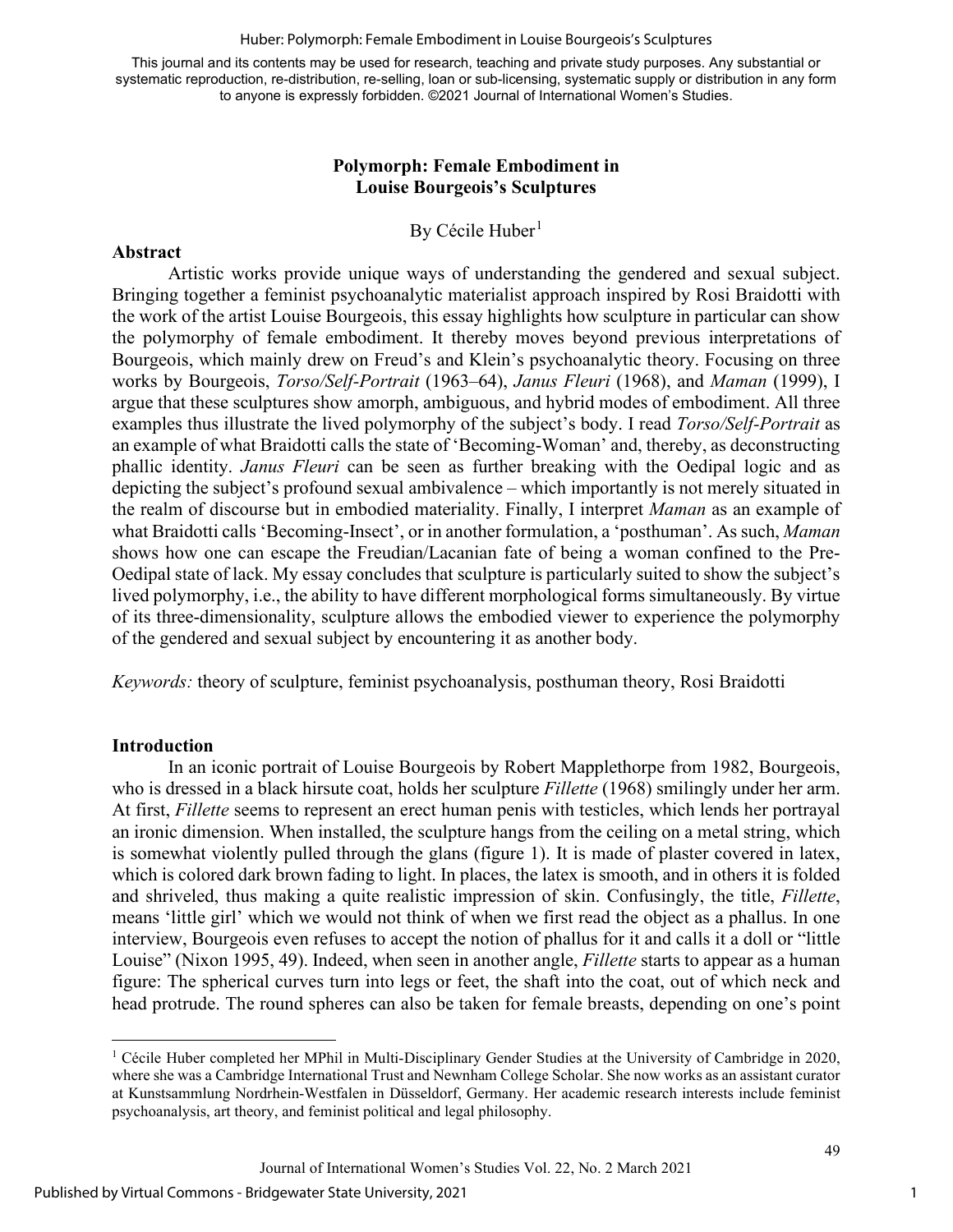This journal and its contents may be used for research, teaching and private study purposes. Any substantial or systematic reproduction, re-distribution, re-selling, loan or sub-licensing, systematic supply or distribution in any form to anyone is expressly forbidden. ©2021 Journal of International Women's Studies.

# Polymorph: Female Embodiment in Louise Bourgeois's Sculptures

By Cécile Huber[1]

## Abstract

Artistic works provide unique ways of understanding the gendered and sexual subject. Bringing together a feminist psychoanalytic materialist approach inspired by Rosi Braidotti with the work of the artist Louise Bourgeois, this essay highlights how sculpture in particular can show the polymorphy of female embodiment. It thereby moves beyond previous interpretations of Bourgeois, which mainly drew on Freud's and Klein's psychoanalytic theory. Focusing on three works by Bourgeois, *Torso/Self-Portrait* (1963–64), *Janus Fleuri* (1968), and *Maman* (1999), I argue that these sculptures show amorph, ambiguous, and hybrid modes of embodiment. All three examples thus illustrate the lived polymorphy of the subject's body. I read *Torso/Self-Portrait* as an example of what Braidotti calls the state of 'Becoming-Woman' and, thereby, as deconstructing phallic identity. *Janus Fleuri* can be seen as further breaking with the Oedipal logic and as depicting the subject's profound sexual ambivalence – which importantly is not merely situated in the realm of discourse but in embodied materiality. Finally, I interpret *Maman* as an example of what Braidotti calls 'Becoming-Insect', or in another formulation, a 'posthuman'. As such, *Maman* shows how one can escape the Freudian/Lacanian fate of being a woman confined to the Pre-Oedipal state of lack. My essay concludes that sculpture is particularly suited to show the subject's lived polymorphy, i.e., the ability to have different morphological forms simultaneously. By virtue of its three-dimensionality, sculpture allows the embodied viewer to experience the polymorphy of the gendered and sexual subject by encountering it as another body.

*Keywords:* theory of sculpture, feminist psychoanalysis, posthuman theory, Rosi Braidotti

## Introduction

In an iconic portrait of Louise Bourgeois by Robert Mapplethorpe from 1982, Bourgeois, who is dressed in a black hirsute coat, holds her sculpture *Fillette* (1968) smilingly under her arm. At first, *Fillette* seems to represent an erect human penis with testicles, which lends her portrayal an ironic dimension. When installed, the sculpture hangs from the ceiling on a metal string, which is somewhat violently pulled through the glans (figure 1). It is made of plaster covered in latex, which is colored dark brown fading to light. In places, the latex is smooth, and in others it is folded and shriveled, thus making a quite realistic impression of skin. Confusingly, the title, *Fillette*, means 'little girl' which we would not think of when we first read the object as a phallus. In one interview, Bourgeois even refuses to accept the notion of phallus for it and calls it a doll or "little Louise" (Nixon 1995, 49). Indeed, when seen in another angle, *Fillette* starts to appear as a human figure: The spherical curves turn into legs or feet, the shaft into the coat, out of which neck and head protrude. The round spheres can also be taken for female breasts, depending on one's point

[1] Cécile Huber completed her MPhil in Multi-Disciplinary Gender Studies at the University of Cambridge in 2020, where she was a Cambridge International Trust and Newnham College Scholar. She now works as an assistant curator at Kunstsammlung Nordrhein-Westfalen in Düsseldorf, Germany. Her academic research interests include feminist psychoanalysis, art theory, and feminist political and legal philosophy.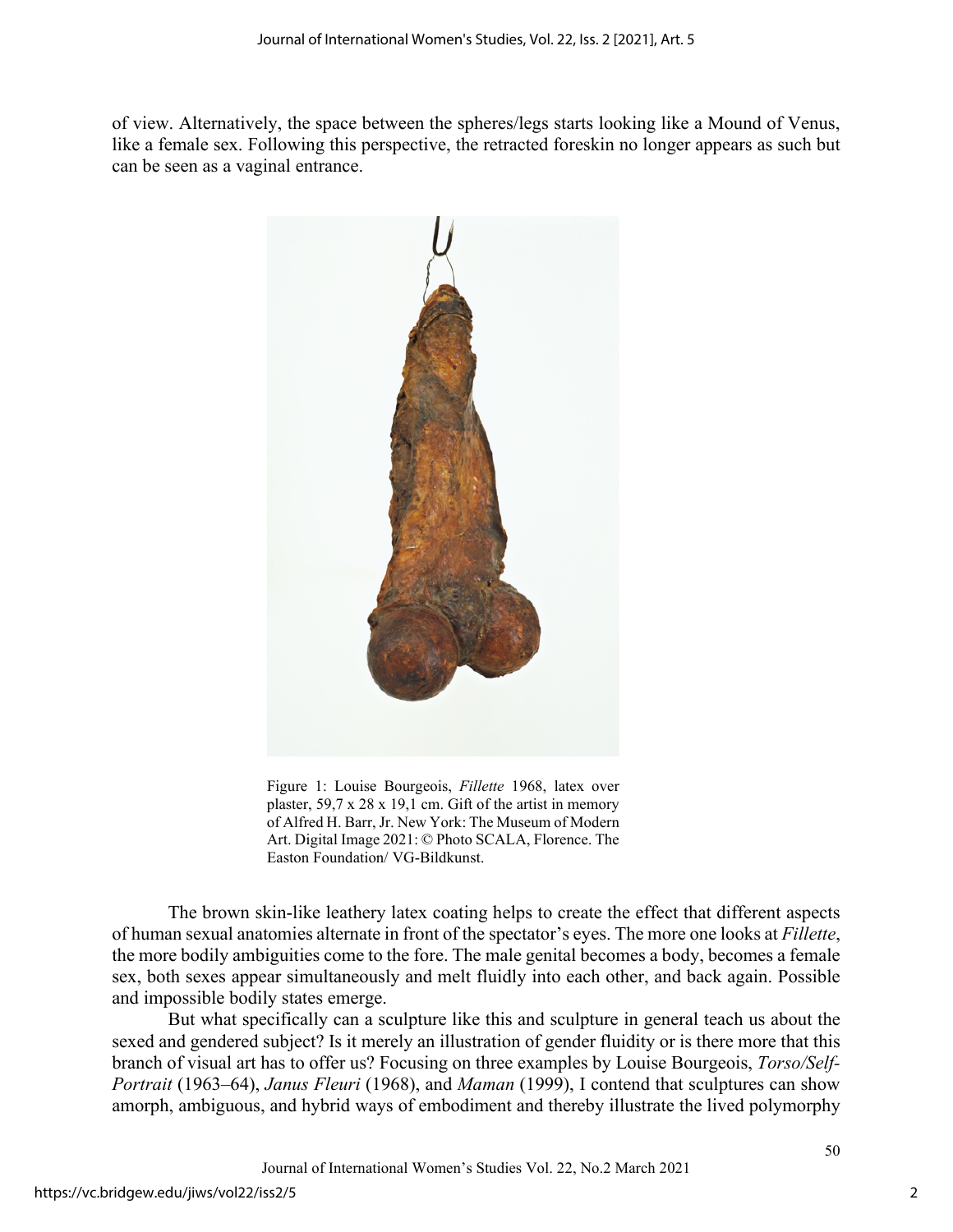of view. Alternatively, the space between the spheres/legs starts looking like a Mound of Venus, like a female sex. Following this perspective, the retracted foreskin no longer appears as such but can be seen as a vaginal entrance.

Figure 1: Louise Bourgeois, *Fillette* 1968, latex over plaster, 59,7 x 28 x 19,1 cm. Gift of the artist in memory of Alfred H. Barr, Jr. New York: The Museum of Modern Art. Digital Image 2021: © Photo SCALA, Florence. The Easton Foundation/ VG-Bildkunst.

The brown skin-like leathery latex coating helps to create the effect that different aspects of human sexual anatomies alternate in front of the spectator's eyes. The more one looks at *Fillette*, the more bodily ambiguities come to the fore. The male genital becomes a body, becomes a female sex, both sexes appear simultaneously and melt fluidly into each other, and back again. Possible and impossible bodily states emerge.

But what specifically can a sculpture like this and sculpture in general teach us about the sexed and gendered subject? Is it merely an illustration of gender fluidity or is there more that this branch of visual art has to offer us? Focusing on three examples by Louise Bourgeois, *Torso/Self-Portrait* (1963–64), *Janus Fleuri* (1968), and *Maman* (1999), I contend that sculptures can show amorph, ambiguous, and hybrid ways of embodiment and thereby illustrate the lived polymorphy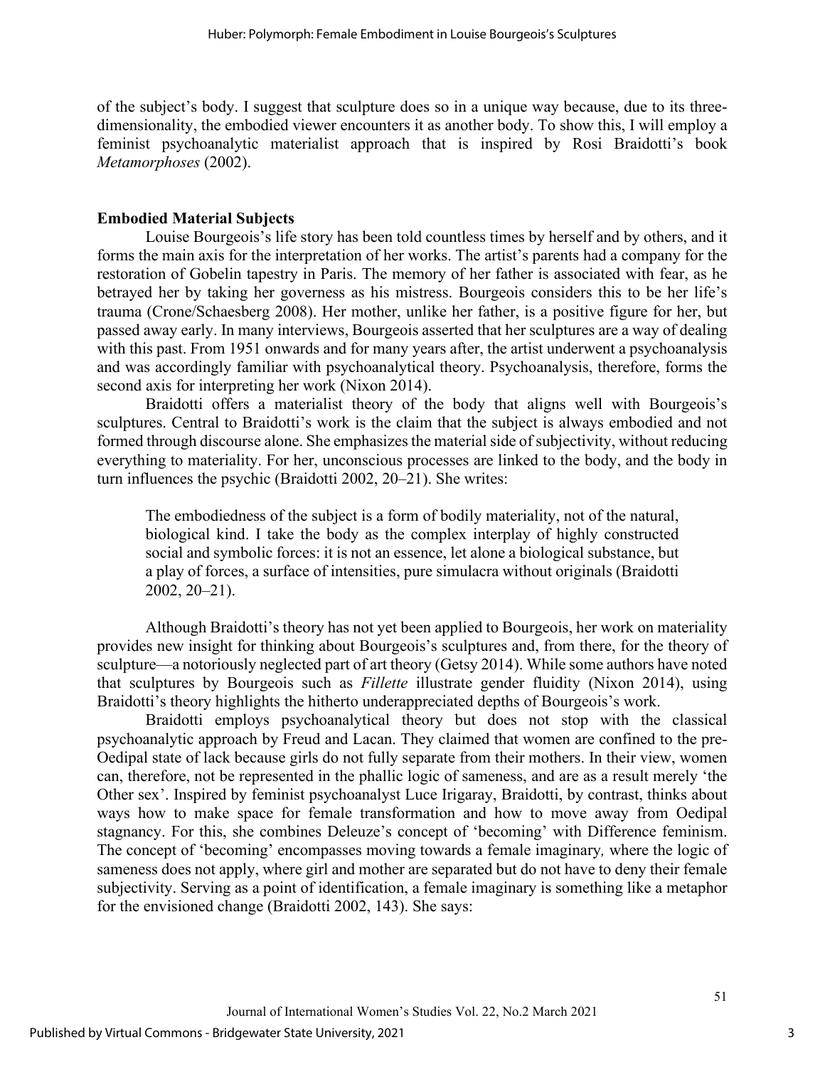of the subject's body. I suggest that sculpture does so in a unique way because, due to its three-dimensionality, the embodied viewer encounters it as another body. To show this, I will employ a feminist psychoanalytic materialist approach that is inspired by Rosi Braidotti's book *Metamorphoses* (2002).

## Embodied Material Subjects

Louise Bourgeois's life story has been told countless times by herself and by others, and it forms the main axis for the interpretation of her works. The artist's parents had a company for the restoration of Gobelin tapestry in Paris. The memory of her father is associated with fear, as he betrayed her by taking her governess as his mistress. Bourgeois considers this to be her life's trauma (Crone/Schaesberg 2008). Her mother, unlike her father, is a positive figure for her, but passed away early. In many interviews, Bourgeois asserted that her sculptures are a way of dealing with this past. From 1951 onwards and for many years after, the artist underwent a psychoanalysis and was accordingly familiar with psychoanalytical theory. Psychoanalysis, therefore, forms the second axis for interpreting her work (Nixon 2014).

Braidotti offers a materialist theory of the body that aligns well with Bourgeois's sculptures. Central to Braidotti's work is the claim that the subject is always embodied and not formed through discourse alone. She emphasizes the material side of subjectivity, without reducing everything to materiality. For her, unconscious processes are linked to the body, and the body in turn influences the psychic (Braidotti 2002, 20–21). She writes:

> The embodiedness of the subject is a form of bodily materiality, not of the natural, biological kind. I take the body as the complex interplay of highly constructed social and symbolic forces: it is not an essence, let alone a biological substance, but a play of forces, a surface of intensities, pure simulacra without originals (Braidotti 2002, 20–21).

Although Braidotti's theory has not yet been applied to Bourgeois, her work on materiality provides new insight for thinking about Bourgeois's sculptures and, from there, for the theory of sculpture—a notoriously neglected part of art theory (Getsy 2014). While some authors have noted that sculptures by Bourgeois such as *Fillette* illustrate gender fluidity (Nixon 2014), using Braidotti's theory highlights the hitherto underappreciated depths of Bourgeois's work.

Braidotti employs psychoanalytical theory but does not stop with the classical psychoanalytic approach by Freud and Lacan. They claimed that women are confined to the pre-Oedipal state of lack because girls do not fully separate from their mothers. In their view, women can, therefore, not be represented in the phallic logic of sameness, and are as a result merely 'the Other sex'. Inspired by feminist psychoanalyst Luce Irigaray, Braidotti, by contrast, thinks about ways how to make space for female transformation and how to move away from Oedipal stagnancy. For this, she combines Deleuze's concept of 'becoming' with Difference feminism. The concept of 'becoming' encompasses moving towards a female imaginary*,* where the logic of sameness does not apply, where girl and mother are separated but do not have to deny their female subjectivity. Serving as a point of identification, a female imaginary is something like a metaphor for the envisioned change (Braidotti 2002, 143). She says: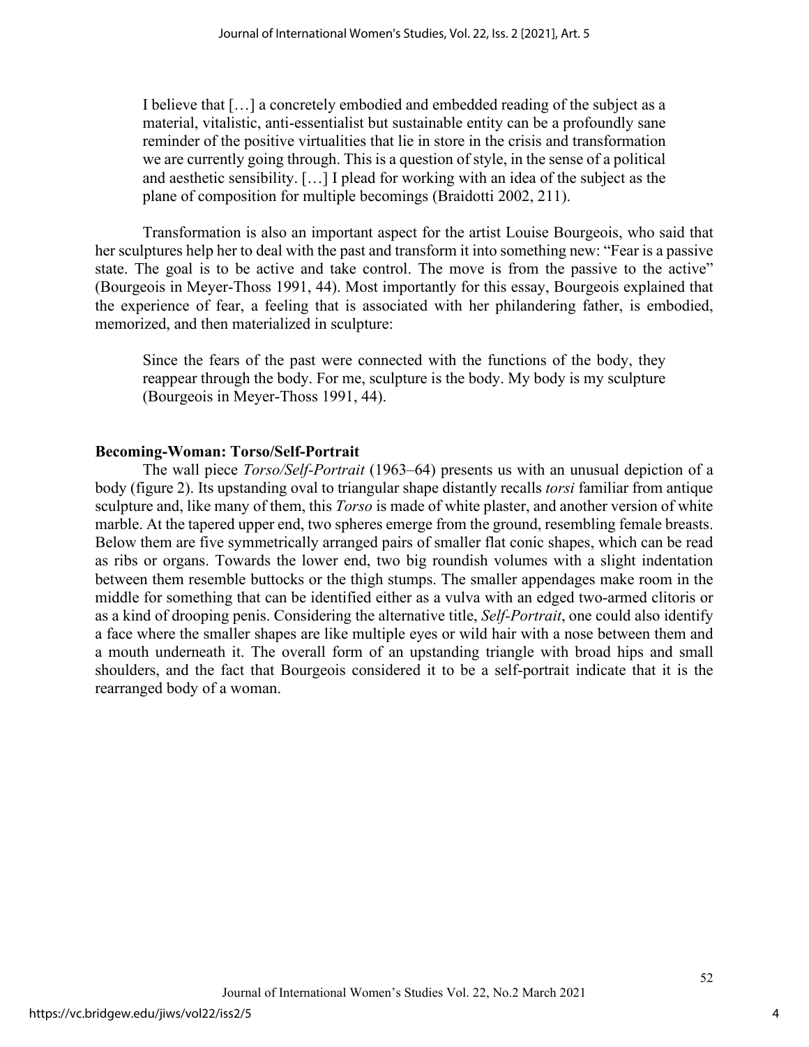> I believe that […] a concretely embodied and embedded reading of the subject as a material, vitalistic, anti-essentialist but sustainable entity can be a profoundly sane reminder of the positive virtualities that lie in store in the crisis and transformation we are currently going through. This is a question of style, in the sense of a political and aesthetic sensibility. […] I plead for working with an idea of the subject as the plane of composition for multiple becomings (Braidotti 2002, 211).

Transformation is also an important aspect for the artist Louise Bourgeois, who said that her sculptures help her to deal with the past and transform it into something new: "Fear is a passive state. The goal is to be active and take control. The move is from the passive to the active" (Bourgeois in Meyer-Thoss 1991, 44). Most importantly for this essay, Bourgeois explained that the experience of fear, a feeling that is associated with her philandering father, is embodied, memorized, and then materialized in sculpture:

> Since the fears of the past were connected with the functions of the body, they reappear through the body. For me, sculpture is the body. My body is my sculpture (Bourgeois in Meyer-Thoss 1991, 44).

### Becoming-Woman: Torso/Self-Portrait

The wall piece *Torso/Self-Portrait* (1963–64) presents us with an unusual depiction of a body (figure 2). Its upstanding oval to triangular shape distantly recalls *torsi* familiar from antique sculpture and, like many of them, this *Torso* is made of white plaster, and another version of white marble. At the tapered upper end, two spheres emerge from the ground, resembling female breasts. Below them are five symmetrically arranged pairs of smaller flat conic shapes, which can be read as ribs or organs. Towards the lower end, two big roundish volumes with a slight indentation between them resemble buttocks or the thigh stumps. The smaller appendages make room in the middle for something that can be identified either as a vulva with an edged two-armed clitoris or as a kind of drooping penis. Considering the alternative title, *Self-Portrait*, one could also identify a face where the smaller shapes are like multiple eyes or wild hair with a nose between them and a mouth underneath it. The overall form of an upstanding triangle with broad hips and small shoulders, and the fact that Bourgeois considered it to be a self-portrait indicate that it is the rearranged body of a woman.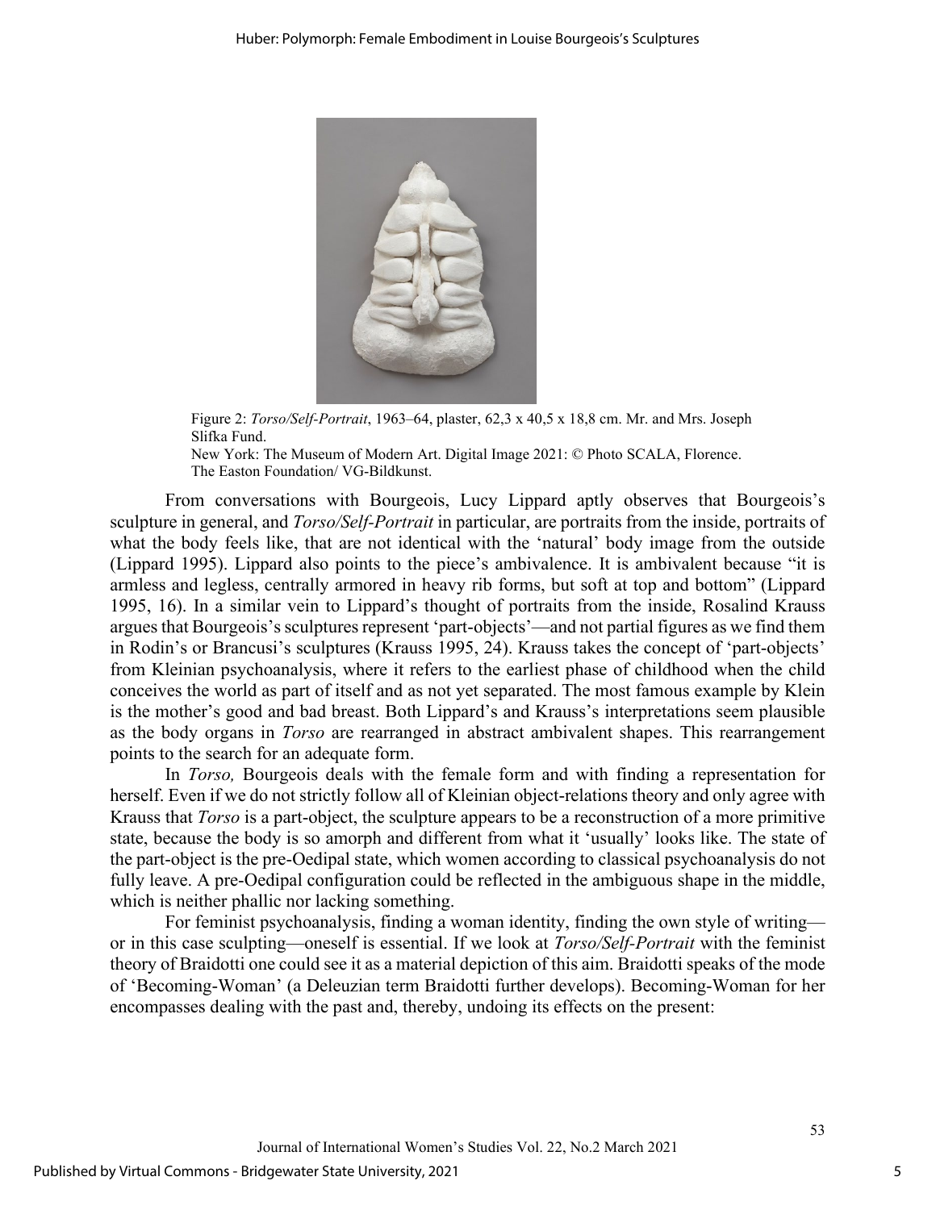Figure 2: *Torso/Self-Portrait*, 1963–64, plaster, 62,3 x 40,5 x 18,8 cm. Mr. and Mrs. Joseph Slifka Fund.
New York: The Museum of Modern Art. Digital Image 2021: © Photo SCALA, Florence.
The Easton Foundation/ VG-Bildkunst.

From conversations with Bourgeois, Lucy Lippard aptly observes that Bourgeois's sculpture in general, and *Torso/Self-Portrait* in particular, are portraits from the inside, portraits of what the body feels like, that are not identical with the 'natural' body image from the outside (Lippard 1995). Lippard also points to the piece's ambivalence. It is ambivalent because "it is armless and legless, centrally armored in heavy rib forms, but soft at top and bottom" (Lippard 1995, 16). In a similar vein to Lippard's thought of portraits from the inside, Rosalind Krauss argues that Bourgeois's sculptures represent 'part-objects'—and not partial figures as we find them in Rodin's or Brancusi's sculptures (Krauss 1995, 24). Krauss takes the concept of 'part-objects' from Kleinian psychoanalysis, where it refers to the earliest phase of childhood when the child conceives the world as part of itself and as not yet separated. The most famous example by Klein is the mother's good and bad breast. Both Lippard's and Krauss's interpretations seem plausible as the body organs in *Torso* are rearranged in abstract ambivalent shapes. This rearrangement points to the search for an adequate form.

In *Torso,* Bourgeois deals with the female form and with finding a representation for herself. Even if we do not strictly follow all of Kleinian object-relations theory and only agree with Krauss that *Torso* is a part-object, the sculpture appears to be a reconstruction of a more primitive state, because the body is so amorph and different from what it 'usually' looks like. The state of the part-object is the pre-Oedipal state, which women according to classical psychoanalysis do not fully leave. A pre-Oedipal configuration could be reflected in the ambiguous shape in the middle, which is neither phallic nor lacking something.

For feminist psychoanalysis, finding a woman identity, finding the own style of writing—or in this case sculpting—oneself is essential. If we look at *Torso/Self-Portrait* with the feminist theory of Braidotti one could see it as a material depiction of this aim. Braidotti speaks of the mode of 'Becoming-Woman' (a Deleuzian term Braidotti further develops). Becoming-Woman for her encompasses dealing with the past and, thereby, undoing its effects on the present: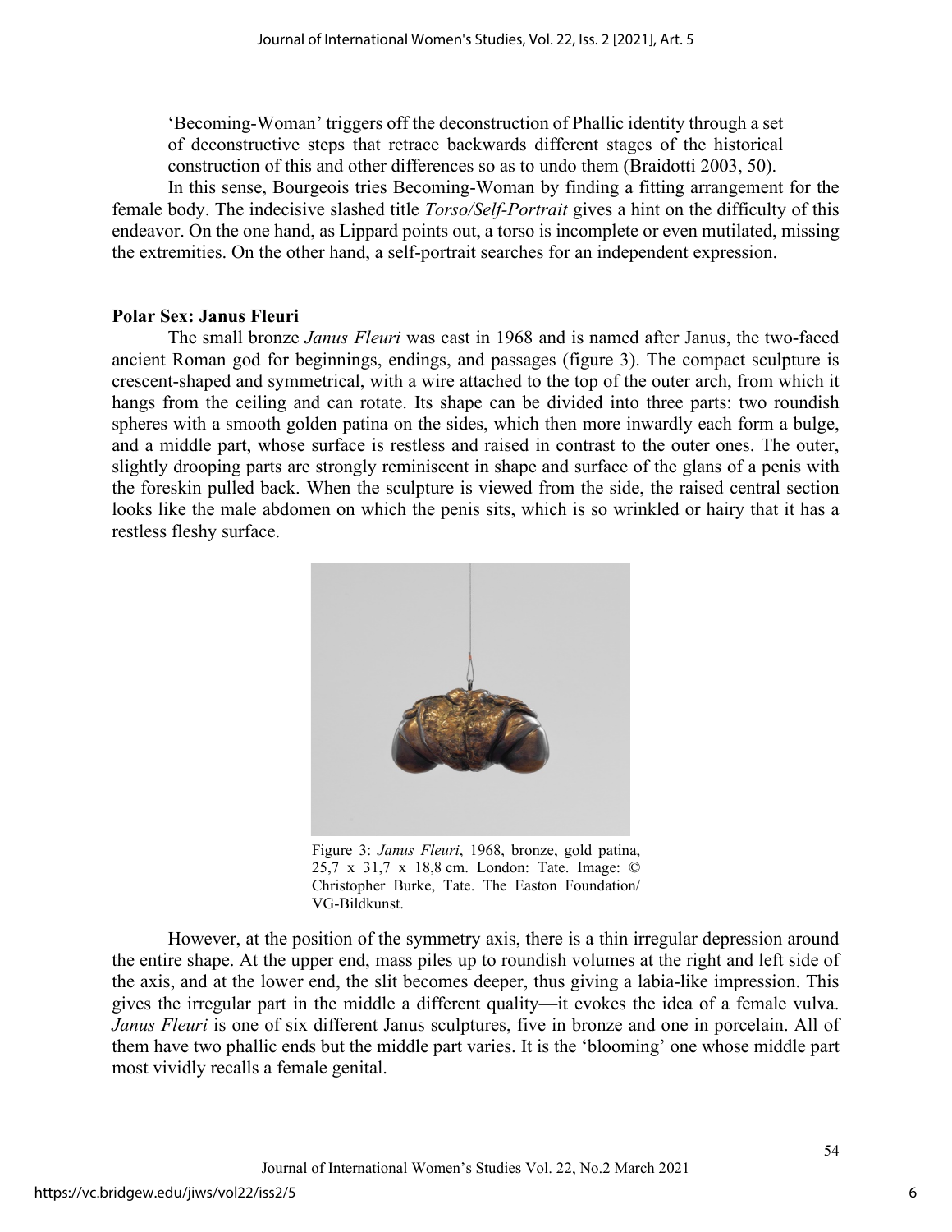'Becoming-Woman' triggers off the deconstruction of Phallic identity through a set of deconstructive steps that retrace backwards different stages of the historical construction of this and other differences so as to undo them (Braidotti 2003, 50).

In this sense, Bourgeois tries Becoming-Woman by finding a fitting arrangement for the female body. The indecisive slashed title *Torso/Self-Portrait* gives a hint on the difficulty of this endeavor. On the one hand, as Lippard points out, a torso is incomplete or even mutilated, missing the extremities. On the other hand, a self-portrait searches for an independent expression.

## Polar Sex: Janus Fleuri

The small bronze *Janus Fleuri* was cast in 1968 and is named after Janus, the two-faced ancient Roman god for beginnings, endings, and passages (figure 3). The compact sculpture is crescent-shaped and symmetrical, with a wire attached to the top of the outer arch, from which it hangs from the ceiling and can rotate. Its shape can be divided into three parts: two roundish spheres with a smooth golden patina on the sides, which then more inwardly each form a bulge, and a middle part, whose surface is restless and raised in contrast to the outer ones. The outer, slightly drooping parts are strongly reminiscent in shape and surface of the glans of a penis with the foreskin pulled back. When the sculpture is viewed from the side, the raised central section looks like the male abdomen on which the penis sits, which is so wrinkled or hairy that it has a restless fleshy surface.

Figure 3: *Janus Fleuri*, 1968, bronze, gold patina, 25,7 x 31,7 x 18,8 cm. London: Tate. Image: © Christopher Burke, Tate. The Easton Foundation/ VG-Bildkunst.

However, at the position of the symmetry axis, there is a thin irregular depression around the entire shape. At the upper end, mass piles up to roundish volumes at the right and left side of the axis, and at the lower end, the slit becomes deeper, thus giving a labia-like impression. This gives the irregular part in the middle a different quality—it evokes the idea of a female vulva. *Janus Fleuri* is one of six different Janus sculptures, five in bronze and one in porcelain. All of them have two phallic ends but the middle part varies. It is the 'blooming' one whose middle part most vividly recalls a female genital.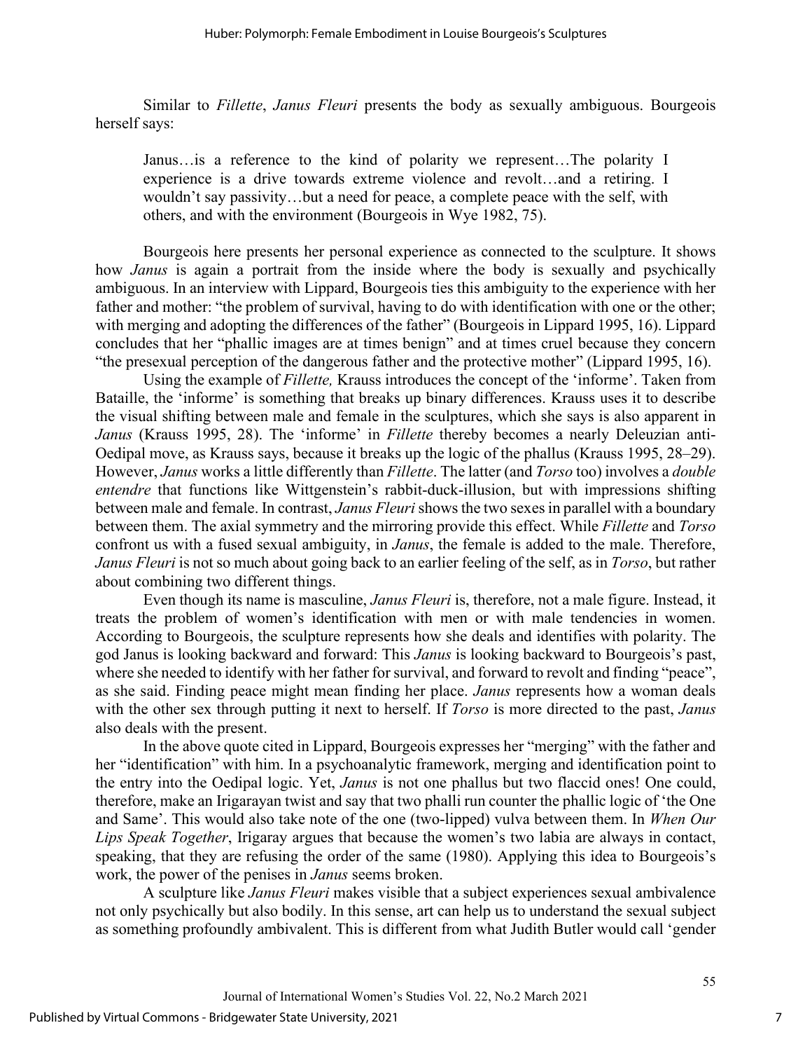Similar to *Fillette*, *Janus Fleuri* presents the body as sexually ambiguous. Bourgeois herself says:

> Janus…is a reference to the kind of polarity we represent…The polarity I experience is a drive towards extreme violence and revolt…and a retiring. I wouldn't say passivity…but a need for peace, a complete peace with the self, with others, and with the environment (Bourgeois in Wye 1982, 75).

Bourgeois here presents her personal experience as connected to the sculpture. It shows how *Janus* is again a portrait from the inside where the body is sexually and psychically ambiguous. In an interview with Lippard, Bourgeois ties this ambiguity to the experience with her father and mother: "the problem of survival, having to do with identification with one or the other; with merging and adopting the differences of the father" (Bourgeois in Lippard 1995, 16). Lippard concludes that her "phallic images are at times benign" and at times cruel because they concern "the presexual perception of the dangerous father and the protective mother" (Lippard 1995, 16).

Using the example of *Fillette,* Krauss introduces the concept of the 'informe'. Taken from Bataille, the 'informe' is something that breaks up binary differences. Krauss uses it to describe the visual shifting between male and female in the sculptures, which she says is also apparent in *Janus* (Krauss 1995, 28). The 'informe' in *Fillette* thereby becomes a nearly Deleuzian anti-Oedipal move, as Krauss says, because it breaks up the logic of the phallus (Krauss 1995, 28–29). However, *Janus* works a little differently than *Fillette*. The latter (and *Torso* too) involves a *double entendre* that functions like Wittgenstein's rabbit-duck-illusion, but with impressions shifting between male and female. In contrast, *Janus Fleuri* shows the two sexes in parallel with a boundary between them. The axial symmetry and the mirroring provide this effect. While *Fillette* and *Torso* confront us with a fused sexual ambiguity, in *Janus*, the female is added to the male. Therefore, *Janus Fleuri* is not so much about going back to an earlier feeling of the self, as in *Torso*, but rather about combining two different things.

Even though its name is masculine, *Janus Fleuri* is, therefore, not a male figure. Instead, it treats the problem of women's identification with men or with male tendencies in women. According to Bourgeois, the sculpture represents how she deals and identifies with polarity. The god Janus is looking backward and forward: This *Janus* is looking backward to Bourgeois's past, where she needed to identify with her father for survival, and forward to revolt and finding "peace", as she said. Finding peace might mean finding her place. *Janus* represents how a woman deals with the other sex through putting it next to herself. If *Torso* is more directed to the past, *Janus* also deals with the present.

In the above quote cited in Lippard, Bourgeois expresses her "merging" with the father and her "identification" with him. In a psychoanalytic framework, merging and identification point to the entry into the Oedipal logic. Yet, *Janus* is not one phallus but two flaccid ones! One could, therefore, make an Irigarayan twist and say that two phalli run counter the phallic logic of 'the One and Same'. This would also take note of the one (two-lipped) vulva between them. In *When Our Lips Speak Together*, Irigaray argues that because the women's two labia are always in contact, speaking, that they are refusing the order of the same (1980). Applying this idea to Bourgeois's work, the power of the penises in *Janus* seems broken.

A sculpture like *Janus Fleuri* makes visible that a subject experiences sexual ambivalence not only psychically but also bodily. In this sense, art can help us to understand the sexual subject as something profoundly ambivalent. This is different from what Judith Butler would call 'gender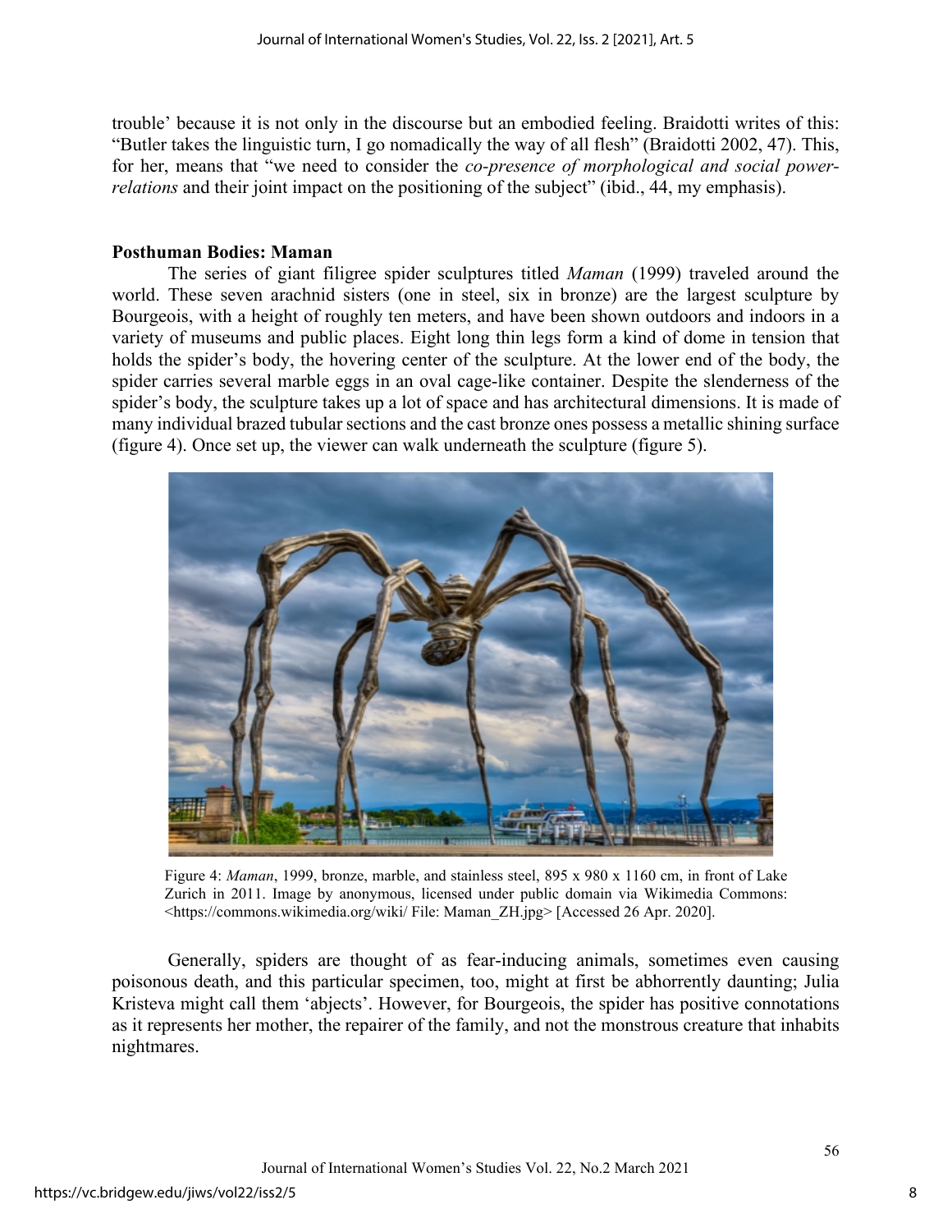trouble' because it is not only in the discourse but an embodied feeling. Braidotti writes of this: "Butler takes the linguistic turn, I go nomadically the way of all flesh" (Braidotti 2002, 47). This, for her, means that "we need to consider the *co-presence of morphological and social power-relations* and their joint impact on the positioning of the subject" (ibid., 44, my emphasis).

## Posthuman Bodies: Maman

The series of giant filigree spider sculptures titled *Maman* (1999) traveled around the world. These seven arachnid sisters (one in steel, six in bronze) are the largest sculpture by Bourgeois, with a height of roughly ten meters, and have been shown outdoors and indoors in a variety of museums and public places. Eight long thin legs form a kind of dome in tension that holds the spider's body, the hovering center of the sculpture. At the lower end of the body, the spider carries several marble eggs in an oval cage-like container. Despite the slenderness of the spider's body, the sculpture takes up a lot of space and has architectural dimensions. It is made of many individual brazed tubular sections and the cast bronze ones possess a metallic shining surface (figure 4). Once set up, the viewer can walk underneath the sculpture (figure 5).

Figure 4: *Maman*, 1999, bronze, marble, and stainless steel, 895 x 980 x 1160 cm, in front of Lake Zurich in 2011. Image by anonymous, licensed under public domain via Wikimedia Commons: <https://commons.wikimedia.org/wiki/ File: Maman_ZH.jpg> [Accessed 26 Apr. 2020].

Generally, spiders are thought of as fear-inducing animals, sometimes even causing poisonous death, and this particular specimen, too, might at first be abhorrently daunting; Julia Kristeva might call them 'abjects'. However, for Bourgeois, the spider has positive connotations as it represents her mother, the repairer of the family, and not the monstrous creature that inhabits nightmares.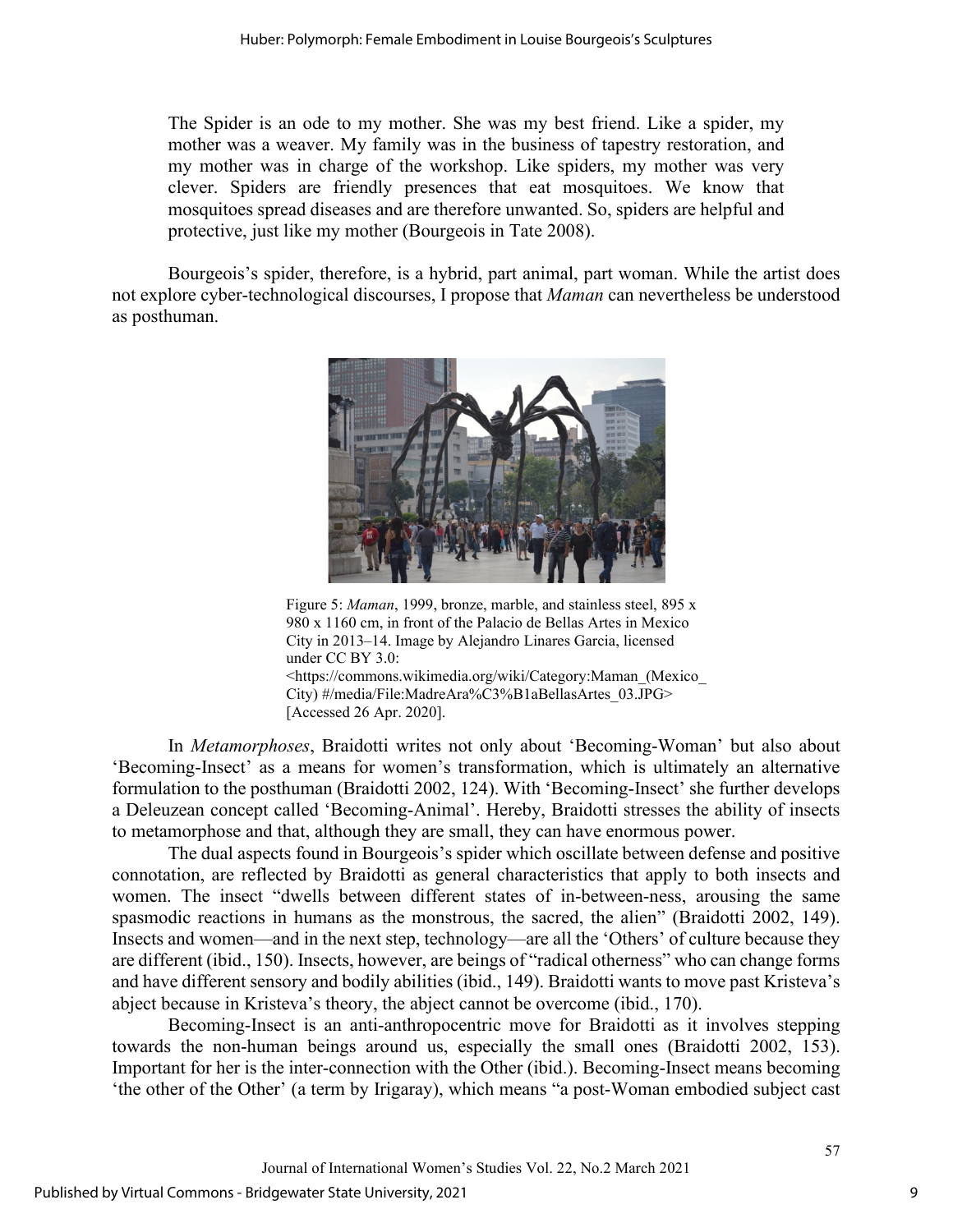> The Spider is an ode to my mother. She was my best friend. Like a spider, my mother was a weaver. My family was in the business of tapestry restoration, and my mother was in charge of the workshop. Like spiders, my mother was very clever. Spiders are friendly presences that eat mosquitoes. We know that mosquitoes spread diseases and are therefore unwanted. So, spiders are helpful and protective, just like my mother (Bourgeois in Tate 2008).

Bourgeois's spider, therefore, is a hybrid, part animal, part woman. While the artist does not explore cyber-technological discourses, I propose that *Maman* can nevertheless be understood as posthuman.

Figure 5: *Maman*, 1999, bronze, marble, and stainless steel, 895 x 980 x 1160 cm, in front of the Palacio de Bellas Artes in Mexico City in 2013–14. Image by Alejandro Linares Garcia, licensed under CC BY 3.0: <https://commons.wikimedia.org/wiki/Category:Maman_(Mexico_City) #/media/File:MadreAra%C3%B1aBellasArtes_03.JPG> [Accessed 26 Apr. 2020].

In *Metamorphoses*, Braidotti writes not only about 'Becoming-Woman' but also about 'Becoming-Insect' as a means for women's transformation, which is ultimately an alternative formulation to the posthuman (Braidotti 2002, 124). With 'Becoming-Insect' she further develops a Deleuzean concept called 'Becoming-Animal'. Hereby, Braidotti stresses the ability of insects to metamorphose and that, although they are small, they can have enormous power.

The dual aspects found in Bourgeois's spider which oscillate between defense and positive connotation, are reflected by Braidotti as general characteristics that apply to both insects and women. The insect "dwells between different states of in-between-ness, arousing the same spasmodic reactions in humans as the monstrous, the sacred, the alien" (Braidotti 2002, 149). Insects and women—and in the next step, technology—are all the 'Others' of culture because they are different (ibid., 150). Insects, however, are beings of "radical otherness" who can change forms and have different sensory and bodily abilities (ibid., 149). Braidotti wants to move past Kristeva's abject because in Kristeva's theory, the abject cannot be overcome (ibid., 170).

Becoming-Insect is an anti-anthropocentric move for Braidotti as it involves stepping towards the non-human beings around us, especially the small ones (Braidotti 2002, 153). Important for her is the inter-connection with the Other (ibid.). Becoming-Insect means becoming 'the other of the Other' (a term by Irigaray), which means "a post-Woman embodied subject cast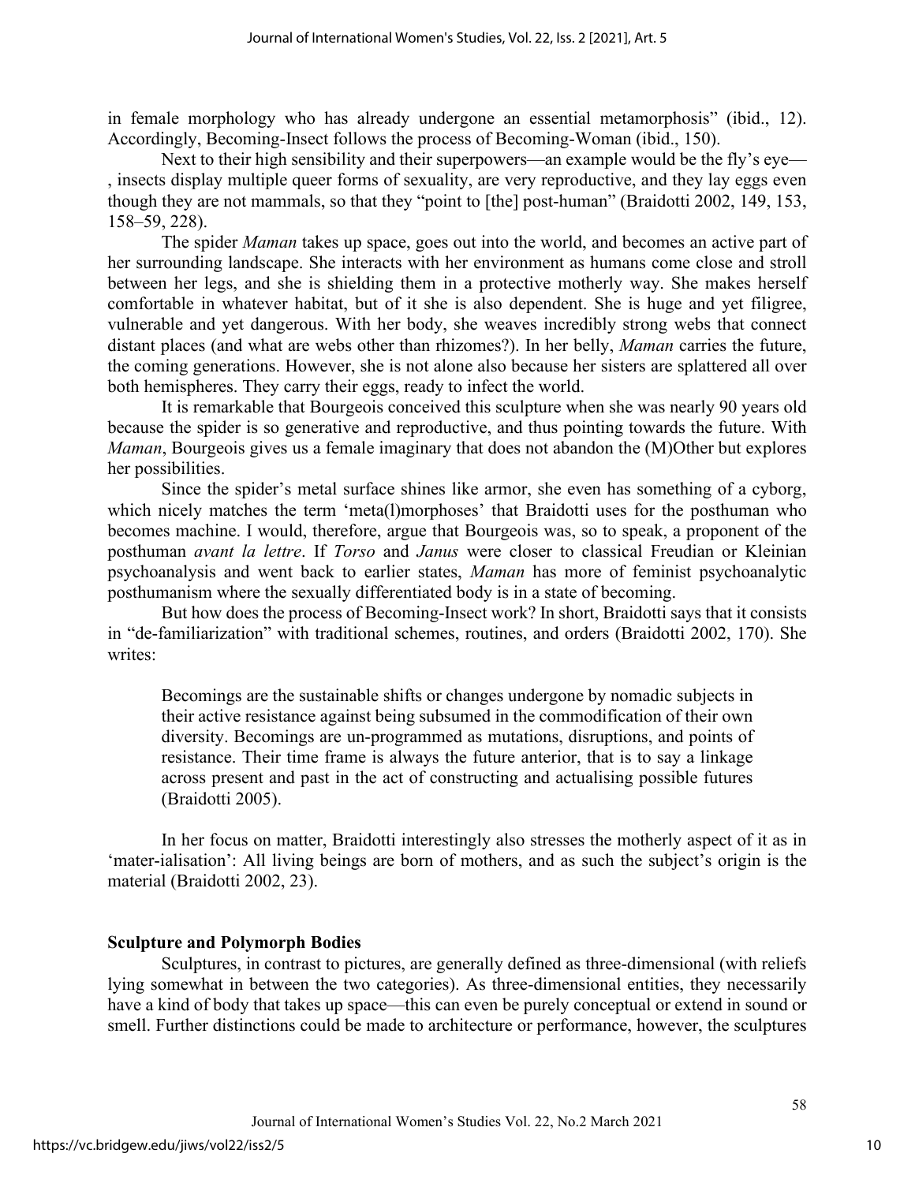in female morphology who has already undergone an essential metamorphosis" (ibid., 12). Accordingly, Becoming-Insect follows the process of Becoming-Woman (ibid., 150).

Next to their high sensibility and their superpowers—an example would be the fly's eye—, insects display multiple queer forms of sexuality, are very reproductive, and they lay eggs even though they are not mammals, so that they "point to [the] post-human" (Braidotti 2002, 149, 153, 158–59, 228).

The spider *Maman* takes up space, goes out into the world, and becomes an active part of her surrounding landscape. She interacts with her environment as humans come close and stroll between her legs, and she is shielding them in a protective motherly way. She makes herself comfortable in whatever habitat, but of it she is also dependent. She is huge and yet filigree, vulnerable and yet dangerous. With her body, she weaves incredibly strong webs that connect distant places (and what are webs other than rhizomes?). In her belly, *Maman* carries the future, the coming generations. However, she is not alone also because her sisters are splattered all over both hemispheres. They carry their eggs, ready to infect the world.

It is remarkable that Bourgeois conceived this sculpture when she was nearly 90 years old because the spider is so generative and reproductive, and thus pointing towards the future. With *Maman*, Bourgeois gives us a female imaginary that does not abandon the (M)Other but explores her possibilities.

Since the spider's metal surface shines like armor, she even has something of a cyborg, which nicely matches the term 'meta(l)morphoses' that Braidotti uses for the posthuman who becomes machine. I would, therefore, argue that Bourgeois was, so to speak, a proponent of the posthuman *avant la lettre*. If *Torso* and *Janus* were closer to classical Freudian or Kleinian psychoanalysis and went back to earlier states, *Maman* has more of feminist psychoanalytic posthumanism where the sexually differentiated body is in a state of becoming.

But how does the process of Becoming-Insect work? In short, Braidotti says that it consists in "de-familiarization" with traditional schemes, routines, and orders (Braidotti 2002, 170). She writes:

> Becomings are the sustainable shifts or changes undergone by nomadic subjects in their active resistance against being subsumed in the commodification of their own diversity. Becomings are un-programmed as mutations, disruptions, and points of resistance. Their time frame is always the future anterior, that is to say a linkage across present and past in the act of constructing and actualising possible futures (Braidotti 2005).

In her focus on matter, Braidotti interestingly also stresses the motherly aspect of it as in 'mater-ialisation': All living beings are born of mothers, and as such the subject's origin is the material (Braidotti 2002, 23).

## Sculpture and Polymorph Bodies

Sculptures, in contrast to pictures, are generally defined as three-dimensional (with reliefs lying somewhat in between the two categories). As three-dimensional entities, they necessarily have a kind of body that takes up space—this can even be purely conceptual or extend in sound or smell. Further distinctions could be made to architecture or performance, however, the sculptures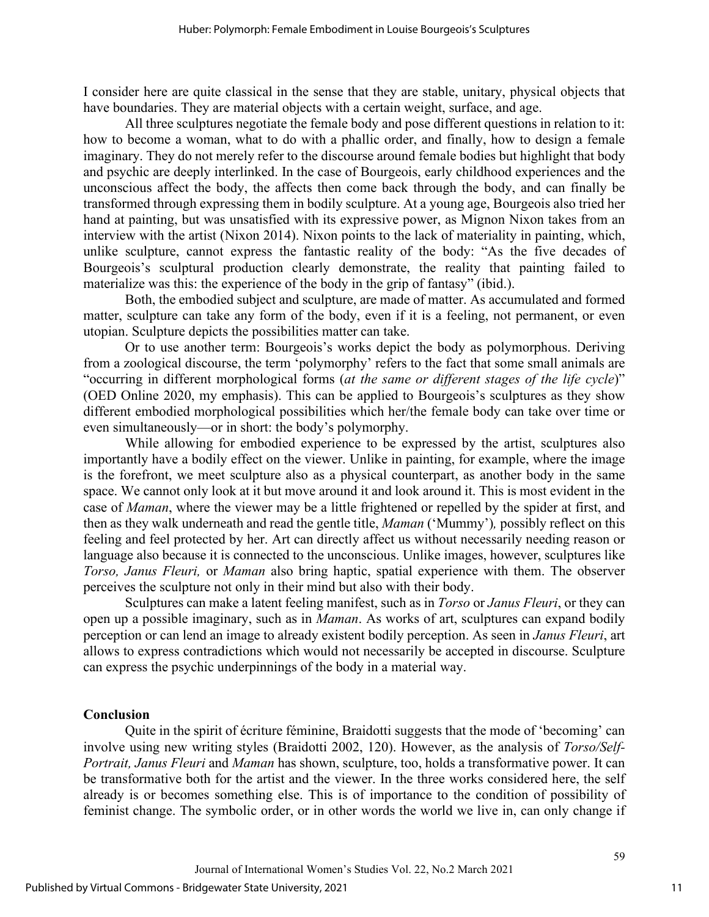I consider here are quite classical in the sense that they are stable, unitary, physical objects that have boundaries. They are material objects with a certain weight, surface, and age.

All three sculptures negotiate the female body and pose different questions in relation to it: how to become a woman, what to do with a phallic order, and finally, how to design a female imaginary. They do not merely refer to the discourse around female bodies but highlight that body and psychic are deeply interlinked. In the case of Bourgeois, early childhood experiences and the unconscious affect the body, the affects then come back through the body, and can finally be transformed through expressing them in bodily sculpture. At a young age, Bourgeois also tried her hand at painting, but was unsatisfied with its expressive power, as Mignon Nixon takes from an interview with the artist (Nixon 2014). Nixon points to the lack of materiality in painting, which, unlike sculpture, cannot express the fantastic reality of the body: "As the five decades of Bourgeois's sculptural production clearly demonstrate, the reality that painting failed to materialize was this: the experience of the body in the grip of fantasy" (ibid.).

Both, the embodied subject and sculpture, are made of matter. As accumulated and formed matter, sculpture can take any form of the body, even if it is a feeling, not permanent, or even utopian. Sculpture depicts the possibilities matter can take.

Or to use another term: Bourgeois's works depict the body as polymorphous. Deriving from a zoological discourse, the term 'polymorphy' refers to the fact that some small animals are "occurring in different morphological forms (*at the same or different stages of the life cycle*)" (OED Online 2020, my emphasis). This can be applied to Bourgeois's sculptures as they show different embodied morphological possibilities which her/the female body can take over time or even simultaneously—or in short: the body's polymorphy.

While allowing for embodied experience to be expressed by the artist, sculptures also importantly have a bodily effect on the viewer. Unlike in painting, for example, where the image is the forefront, we meet sculpture also as a physical counterpart, as another body in the same space. We cannot only look at it but move around it and look around it. This is most evident in the case of *Maman*, where the viewer may be a little frightened or repelled by the spider at first, and then as they walk underneath and read the gentle title, *Maman* ('Mummy'), possibly reflect on this feeling and feel protected by her. Art can directly affect us without necessarily needing reason or language also because it is connected to the unconscious. Unlike images, however, sculptures like *Torso, Janus Fleuri,* or *Maman* also bring haptic, spatial experience with them. The observer perceives the sculpture not only in their mind but also with their body.

Sculptures can make a latent feeling manifest, such as in *Torso* or *Janus Fleuri*, or they can open up a possible imaginary, such as in *Maman*. As works of art, sculptures can expand bodily perception or can lend an image to already existent bodily perception. As seen in *Janus Fleuri*, art allows to express contradictions which would not necessarily be accepted in discourse. Sculpture can express the psychic underpinnings of the body in a material way.

## Conclusion

Quite in the spirit of écriture féminine, Braidotti suggests that the mode of 'becoming' can involve using new writing styles (Braidotti 2002, 120). However, as the analysis of *Torso/Self-Portrait, Janus Fleuri* and *Maman* has shown, sculpture, too, holds a transformative power. It can be transformative both for the artist and the viewer. In the three works considered here, the self already is or becomes something else. This is of importance to the condition of possibility of feminist change. The symbolic order, or in other words the world we live in, can only change if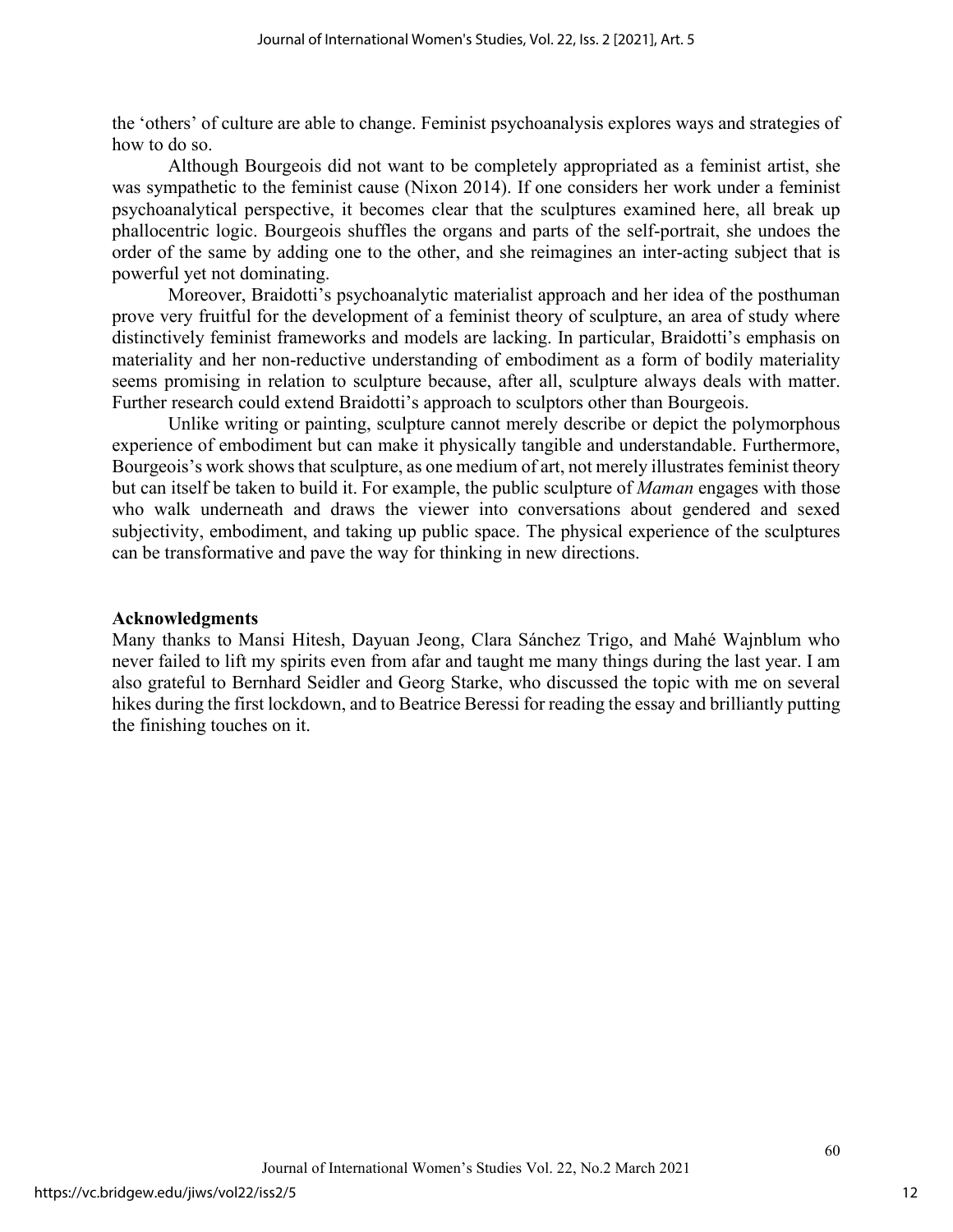the 'others' of culture are able to change. Feminist psychoanalysis explores ways and strategies of how to do so.

Although Bourgeois did not want to be completely appropriated as a feminist artist, she was sympathetic to the feminist cause (Nixon 2014). If one considers her work under a feminist psychoanalytical perspective, it becomes clear that the sculptures examined here, all break up phallocentric logic. Bourgeois shuffles the organs and parts of the self-portrait, she undoes the order of the same by adding one to the other, and she reimagines an inter-acting subject that is powerful yet not dominating.

Moreover, Braidotti's psychoanalytic materialist approach and her idea of the posthuman prove very fruitful for the development of a feminist theory of sculpture, an area of study where distinctively feminist frameworks and models are lacking. In particular, Braidotti's emphasis on materiality and her non-reductive understanding of embodiment as a form of bodily materiality seems promising in relation to sculpture because, after all, sculpture always deals with matter. Further research could extend Braidotti's approach to sculptors other than Bourgeois.

Unlike writing or painting, sculpture cannot merely describe or depict the polymorphous experience of embodiment but can make it physically tangible and understandable. Furthermore, Bourgeois's work shows that sculpture, as one medium of art, not merely illustrates feminist theory but can itself be taken to build it. For example, the public sculpture of *Maman* engages with those who walk underneath and draws the viewer into conversations about gendered and sexed subjectivity, embodiment, and taking up public space. The physical experience of the sculptures can be transformative and pave the way for thinking in new directions.

**Acknowledgments**

Many thanks to Mansi Hitesh, Dayuan Jeong, Clara Sánchez Trigo, and Mahé Wajnblum who never failed to lift my spirits even from afar and taught me many things during the last year. I am also grateful to Bernhard Seidler and Georg Starke, who discussed the topic with me on several hikes during the first lockdown, and to Beatrice Beressi for reading the essay and brilliantly putting the finishing touches on it.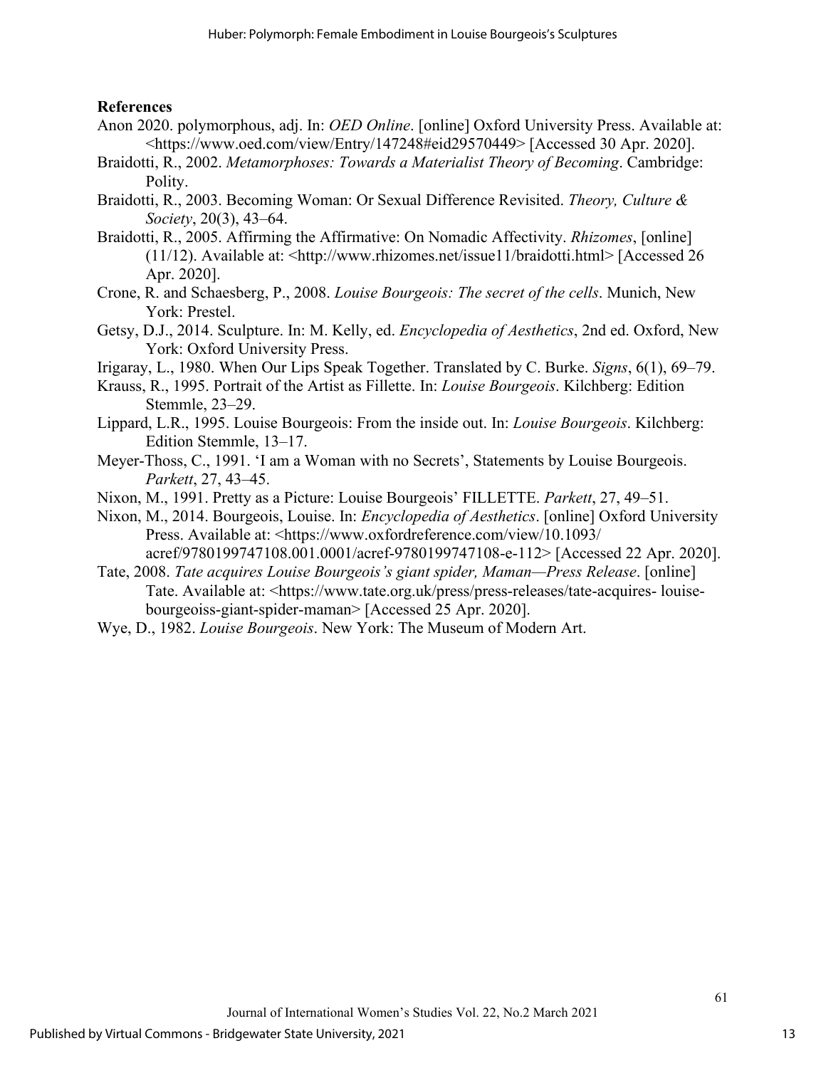## References

Anon 2020. polymorphous, adj. In: *OED Online*. [online] Oxford University Press. Available at: <https://www.oed.com/view/Entry/147248#eid29570449> [Accessed 30 Apr. 2020].

Braidotti, R., 2002. *Metamorphoses: Towards a Materialist Theory of Becoming*. Cambridge: Polity.

Braidotti, R., 2003. Becoming Woman: Or Sexual Difference Revisited. *Theory, Culture & Society*, 20(3), 43–64.

Braidotti, R., 2005. Affirming the Affirmative: On Nomadic Affectivity. *Rhizomes*, [online] (11/12). Available at: <http://www.rhizomes.net/issue11/braidotti.html> [Accessed 26 Apr. 2020].

Crone, R. and Schaesberg, P., 2008. *Louise Bourgeois: The secret of the cells*. Munich, New York: Prestel.

Getsy, D.J., 2014. Sculpture. In: M. Kelly, ed. *Encyclopedia of Aesthetics*, 2nd ed. Oxford, New York: Oxford University Press.

Irigaray, L., 1980. When Our Lips Speak Together. Translated by C. Burke. *Signs*, 6(1), 69–79.

Krauss, R., 1995. Portrait of the Artist as Fillette. In: *Louise Bourgeois*. Kilchberg: Edition Stemmle, 23–29.

Lippard, L.R., 1995. Louise Bourgeois: From the inside out. In: *Louise Bourgeois*. Kilchberg: Edition Stemmle, 13–17.

Meyer-Thoss, C., 1991. 'I am a Woman with no Secrets', Statements by Louise Bourgeois. *Parkett*, 27, 43–45.

Nixon, M., 1991. Pretty as a Picture: Louise Bourgeois' FILLETTE. *Parkett*, 27, 49–51.

Nixon, M., 2014. Bourgeois, Louise. In: *Encyclopedia of Aesthetics*. [online] Oxford University Press. Available at: <https://www.oxfordreference.com/view/10.1093/acref/9780199747108.001.0001/acref-9780199747108-e-112> [Accessed 22 Apr. 2020].

Tate, 2008. *Tate acquires Louise Bourgeois's giant spider, Maman—Press Release*. [online] Tate. Available at: <https://www.tate.org.uk/press/press-releases/tate-acquires- louise-bourgeoiss-giant-spider-maman> [Accessed 25 Apr. 2020].

Wye, D., 1982. *Louise Bourgeois*. New York: The Museum of Modern Art.